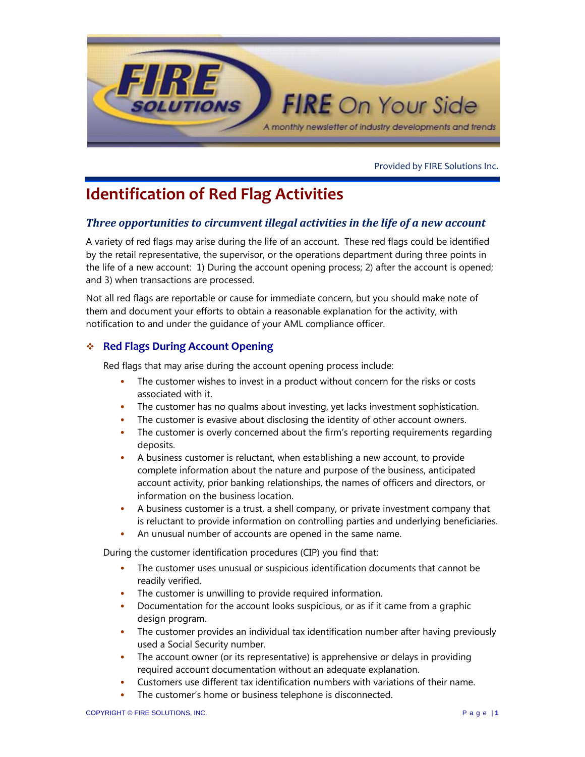Provided by FIRE Solutions Inc.

# Identification of Red Flag Activities

## *Three opportunities to circumvent illegal activities in the life of a new account*

A variety of red flags may arise during the life of an account. These red flags could be identified by the retail representative, the supervisor, or the operations department during three points in the life of a new account: 1) During the account opening process; 2) after the account is opened; and 3) when transactions are processed.

Not all red flags are reportable or cause for immediate concern, but you should make note of them and document your efforts to obtain a reasonable explanation for the activity, with notification to and under the guidance of your AML compliance officer.

### Red Flags During Account Opening

Red flags that may arise during the account opening process include:

- The customer wishes to invest in a product without concern for the risks or costs associated with it.
- The customer has no qualms about investing, yet lacks investment sophistication.
- The customer is evasive about disclosing the identity of other account owners.
- The customer is overly concerned about the firm's reporting requirements regarding deposits.
- A business customer is reluctant, when establishing a new account, to provide complete information about the nature and purpose of the business, anticipated account activity, prior banking relationships, the names of officers and directors, or information on the business location.
- A business customer is a trust, a shell company, or private investment company that is reluctant to provide information on controlling parties and underlying beneficiaries.
- An unusual number of accounts are opened in the same name.

During the customer identification procedures (CIP) you find that:

- The customer uses unusual or suspicious identification documents that cannot be readily verified.
- The customer is unwilling to provide required information.
- Documentation for the account looks suspicious, or as if it came from a graphic design program.
- The customer provides an individual tax identification number after having previously used a Social Security number.
- The account owner (or its representative) is apprehensive or delays in providing required account documentation without an adequate explanation.
- Customers use different tax identification numbers with variations of their name.
- The customer's home or business telephone is disconnected.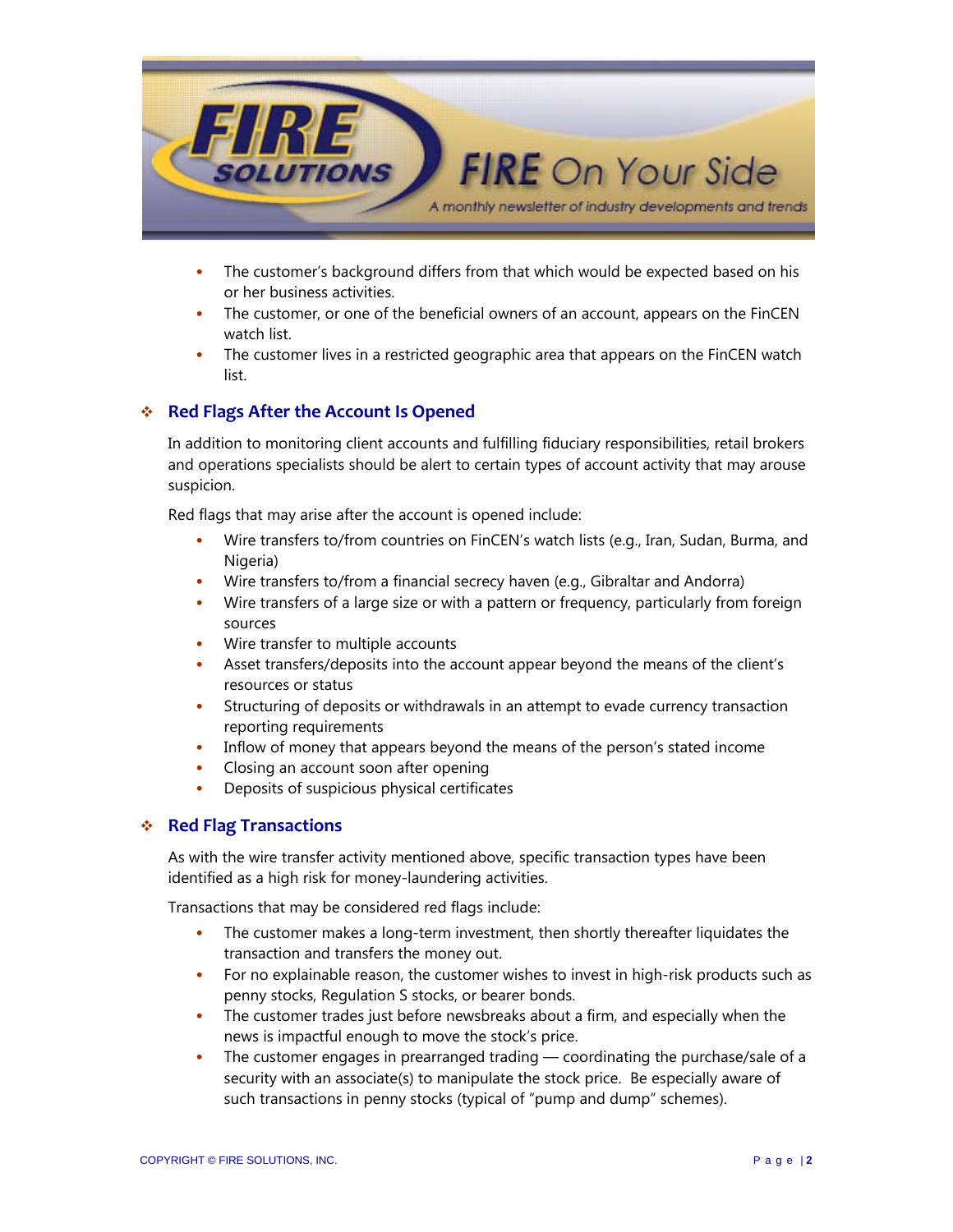- The customer's background differs from that which would be expected based on his or her business activities.
- The customer, or one of the beneficial owners of an account, appears on the FinCEN watch list.
- The customer lives in a restricted geographic area that appears on the FinCEN watch list.

## Red Flags After the Account Is Opened

In addition to monitoring client accounts and fulfilling fiduciary responsibilities, retail brokers and operations specialists should be alert to certain types of account activity that may arouse suspicion.

Red flags that may arise after the account is opened include:

- Wire transfers to/from countries on FinCEN's watch lists (e.g., Iran, Sudan, Burma, and Nigeria)
- Wire transfers to/from a financial secrecy haven (e.g., Gibraltar and Andorra)
- Wire transfers of a large size or with a pattern or frequency, particularly from foreign sources
- Wire transfer to multiple accounts
- Asset transfers/deposits into the account appear beyond the means of the client's resources or status
- Structuring of deposits or withdrawals in an attempt to evade currency transaction reporting requirements
- Inflow of money that appears beyond the means of the person's stated income
- Closing an account soon after opening
- Deposits of suspicious physical certificates

## Red Flag Transactions

As with the wire transfer activity mentioned above, specific transaction types have been identified as a high risk for money-laundering activities.

Transactions that may be considered red flags include:

- The customer makes a long-term investment, then shortly thereafter liquidates the transaction and transfers the money out.
- For no explainable reason, the customer wishes to invest in high-risk products such as penny stocks, Regulation S stocks, or bearer bonds.
- The customer trades just before newsbreaks about a firm, and especially when the news is impactful enough to move the stock's price.
- The customer engages in prearranged trading — coordinating the purchase/sale of a security with an associate(s) to manipulate the stock price. Be especially aware of such transactions in penny stocks (typical of "pump and dump" schemes).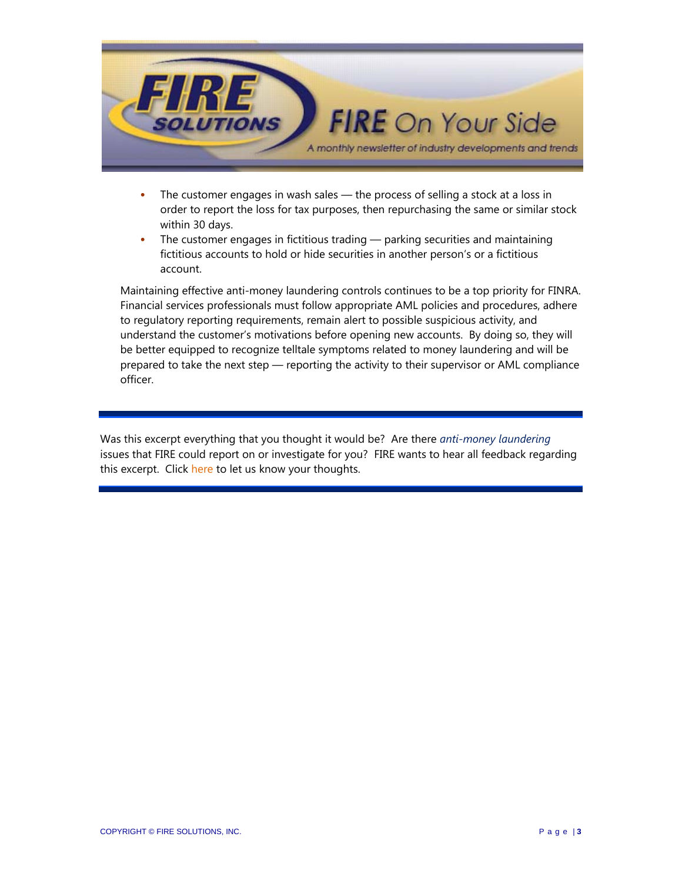- The customer engages in wash sales — the process of selling a stock at a loss in order to report the loss for tax purposes, then repurchasing the same or similar stock within 30 days.
- The customer engages in fictitious trading — parking securities and maintaining fictitious accounts to hold or hide securities in another person's or a fictitious account.

Maintaining effective anti-money laundering controls continues to be a top priority for FINRA. Financial services professionals must follow appropriate AML policies and procedures, adhere to regulatory reporting requirements, remain alert to possible suspicious activity, and understand the customer's motivations before opening new accounts. By doing so, they will be better equipped to recognize telltale symptoms related to money laundering and will be prepared to take the next step — reporting the activity to their supervisor or AML compliance officer.

---

Was this excerpt everything that you thought it would be? Are there *anti-money laundering* issues that FIRE could report on or investigate for you? FIRE wants to hear all feedback regarding this excerpt. Click here to let us know your thoughts.

---

COPYRIGHT © FIRE SOLUTIONS, INC.